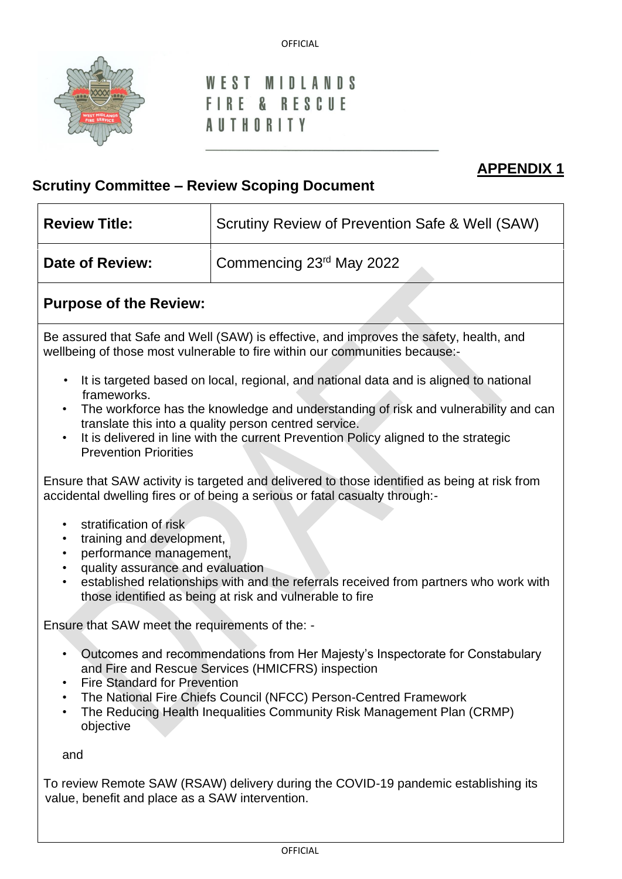WEST MIDLANDS FIRE & RESCUE AUTHORITY

**APPENDIX 1**

## Scrutiny Committee – Review Scoping Document

| **Review Title:** | Scrutiny Review of Prevention Safe & Well (SAW) |
|---|---|
| **Date of Review:** | Commencing 23rd May 2022 |

### Purpose of the Review:

Be assured that Safe and Well (SAW) is effective, and improves the safety, health, and wellbeing of those most vulnerable to fire within our communities because:-

- It is targeted based on local, regional, and national data and is aligned to national frameworks.
- The workforce has the knowledge and understanding of risk and vulnerability and can translate this into a quality person centred service.
- It is delivered in line with the current Prevention Policy aligned to the strategic Prevention Priorities

Ensure that SAW activity is targeted and delivered to those identified as being at risk from accidental dwelling fires or of being a serious or fatal casualty through:-

- stratification of risk
- training and development,
- performance management,
- quality assurance and evaluation
- established relationships with and the referrals received from partners who work with those identified as being at risk and vulnerable to fire

Ensure that SAW meet the requirements of the: -

- Outcomes and recommendations from Her Majesty's Inspectorate for Constabulary and Fire and Rescue Services (HMICFRS) inspection
- Fire Standard for Prevention
- The National Fire Chiefs Council (NFCC) Person-Centred Framework
- The Reducing Health Inequalities Community Risk Management Plan (CRMP) objective

and

To review Remote SAW (RSAW) delivery during the COVID-19 pandemic establishing its value, benefit and place as a SAW intervention.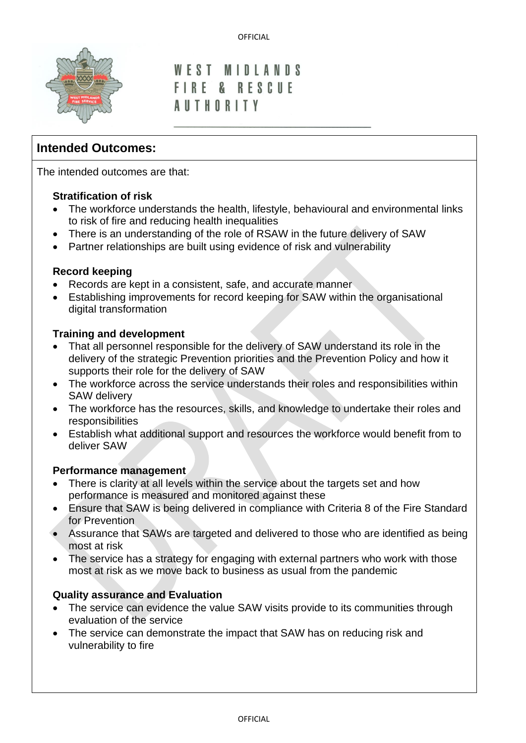WEST MIDLANDS FIRE & RESCUE AUTHORITY

## Intended Outcomes:

The intended outcomes are that:

**Stratification of risk**

- The workforce understands the health, lifestyle, behavioural and environmental links to risk of fire and reducing health inequalities
- There is an understanding of the role of RSAW in the future delivery of SAW
- Partner relationships are built using evidence of risk and vulnerability

**Record keeping**

- Records are kept in a consistent, safe, and accurate manner
- Establishing improvements for record keeping for SAW within the organisational digital transformation

**Training and development**

- That all personnel responsible for the delivery of SAW understand its role in the delivery of the strategic Prevention priorities and the Prevention Policy and how it supports their role for the delivery of SAW
- The workforce across the service understands their roles and responsibilities within SAW delivery
- The workforce has the resources, skills, and knowledge to undertake their roles and responsibilities
- Establish what additional support and resources the workforce would benefit from to deliver SAW

**Performance management**

- There is clarity at all levels within the service about the targets set and how performance is measured and monitored against these
- Ensure that SAW is being delivered in compliance with Criteria 8 of the Fire Standard for Prevention
- Assurance that SAWs are targeted and delivered to those who are identified as being most at risk
- The service has a strategy for engaging with external partners who work with those most at risk as we move back to business as usual from the pandemic

**Quality assurance and Evaluation**

- The service can evidence the value SAW visits provide to its communities through evaluation of the service
- The service can demonstrate the impact that SAW has on reducing risk and vulnerability to fire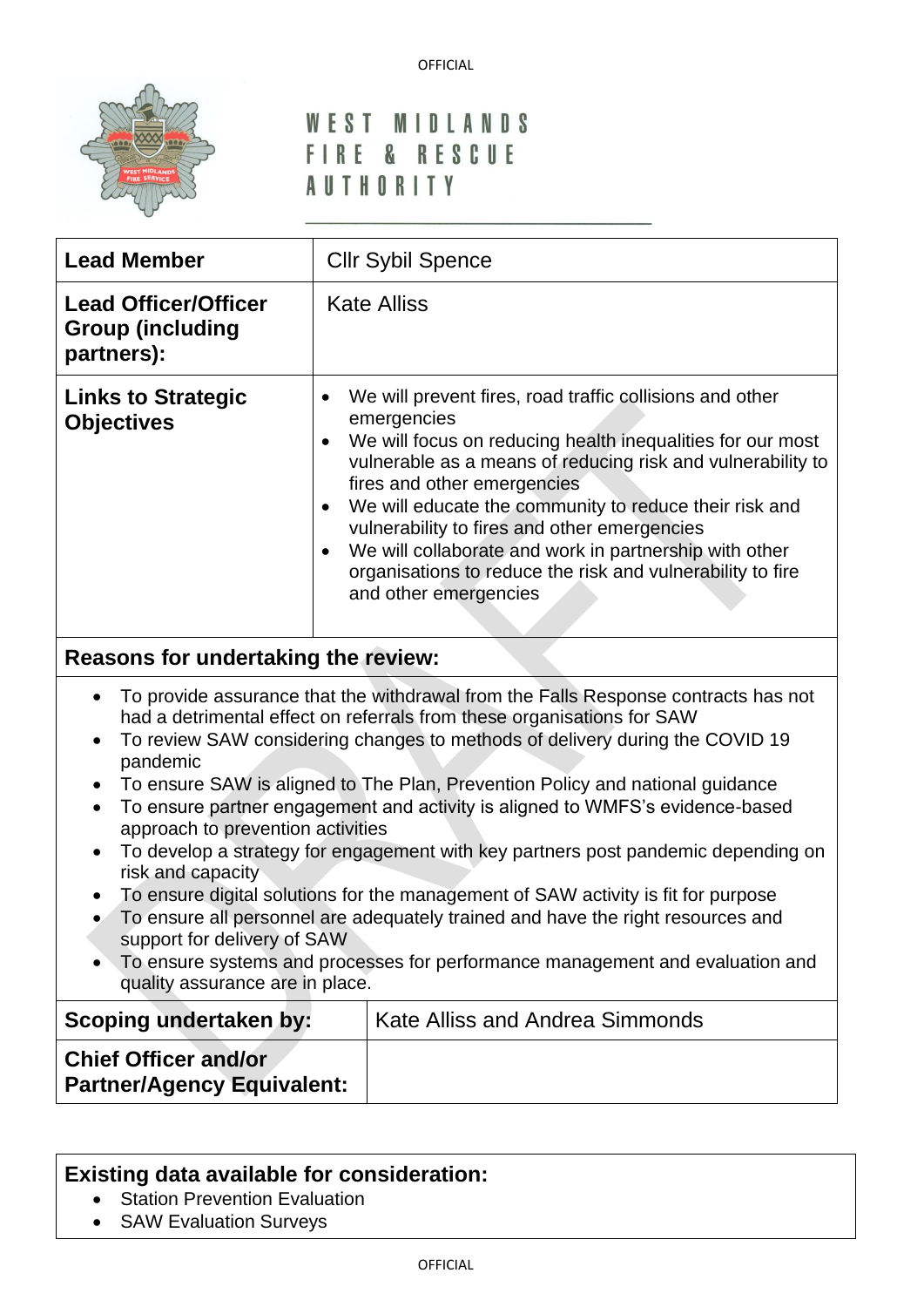WEST MIDLANDS FIRE & RESCUE AUTHORITY

| | |
|---|---|
| **Lead Member** | Cllr Sybil Spence |
| **Lead Officer/Officer Group (including partners):** | Kate Alliss |
| **Links to Strategic Objectives** | • We will prevent fires, road traffic collisions and other emergencies<br>• We will focus on reducing health inequalities for our most vulnerable as a means of reducing risk and vulnerability to fires and other emergencies<br>• We will educate the community to reduce their risk and vulnerability to fires and other emergencies<br>• We will collaborate and work in partnership with other organisations to reduce the risk and vulnerability to fire and other emergencies |

**Reasons for undertaking the review:**

- To provide assurance that the withdrawal from the Falls Response contracts has not had a detrimental effect on referrals from these organisations for SAW
- To review SAW considering changes to methods of delivery during the COVID 19 pandemic
- To ensure SAW is aligned to The Plan, Prevention Policy and national guidance
- To ensure partner engagement and activity is aligned to WMFS's evidence-based approach to prevention activities
- To develop a strategy for engagement with key partners post pandemic depending on risk and capacity
- To ensure digital solutions for the management of SAW activity is fit for purpose
- To ensure all personnel are adequately trained and have the right resources and support for delivery of SAW
- To ensure systems and processes for performance management and evaluation and quality assurance are in place.

| | |
|---|---|
| **Scoping undertaken by:** | Kate Alliss and Andrea Simmonds |
| **Chief Officer and/or Partner/Agency Equivalent:** | |

**Existing data available for consideration:**

- Station Prevention Evaluation
- SAW Evaluation Surveys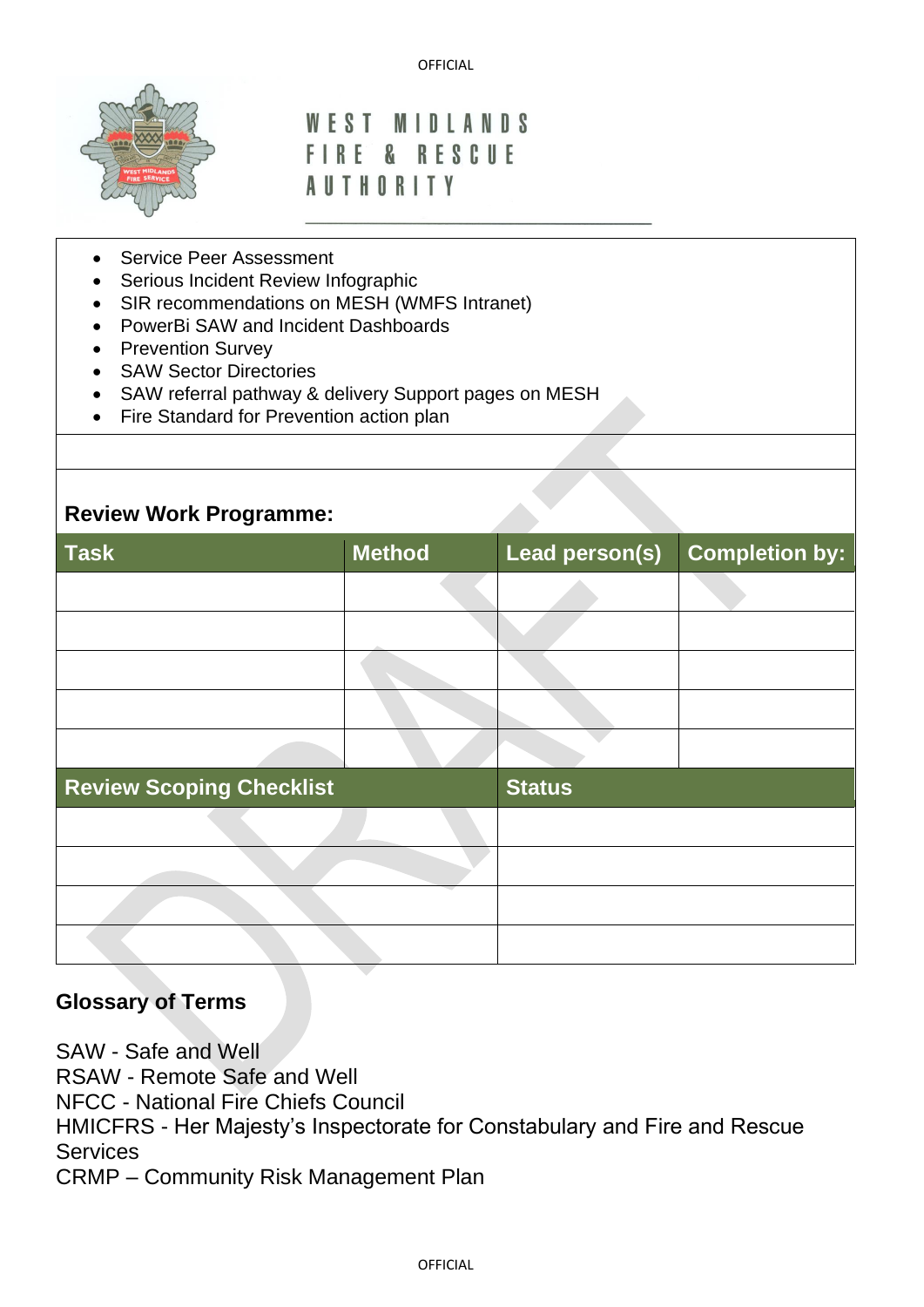- Service Peer Assessment
- Serious Incident Review Infographic
- SIR recommendations on MESH (WMFS Intranet)
- PowerBi SAW and Incident Dashboards
- Prevention Survey
- SAW Sector Directories
- SAW referral pathway & delivery Support pages on MESH
- Fire Standard for Prevention action plan

**Review Work Programme:**

| Task | Method | Lead person(s) | Completion by: |
|---|---|---|---|
| | | | |
| | | | |
| | | | |
| | | | |
| | | | |

| Review Scoping Checklist | Status |
|---|---|
| | |
| | |
| | |
| | |

## Glossary of Terms

SAW - Safe and Well
RSAW - Remote Safe and Well
NFCC - National Fire Chiefs Council
HMICFRS - Her Majesty's Inspectorate for Constabulary and Fire and Rescue Services
CRMP – Community Risk Management Plan